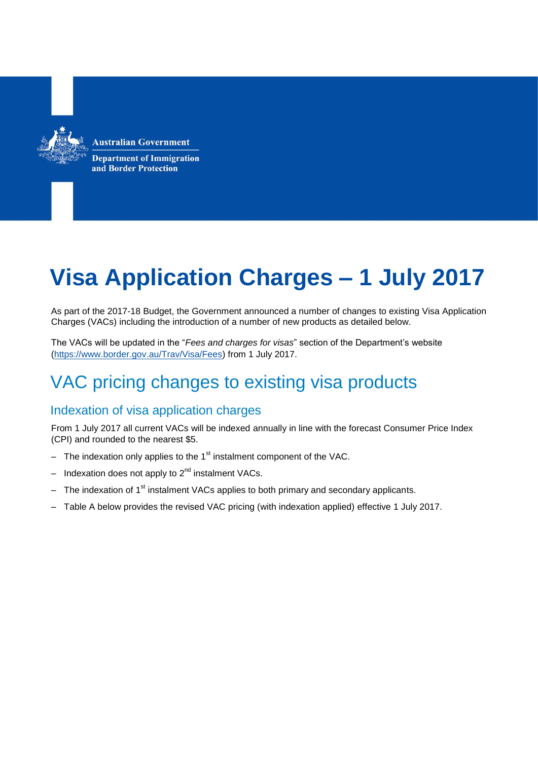Australian Government

Department of Immigration and Border Protection

# Visa Application Charges – 1 July 2017

As part of the 2017-18 Budget, the Government announced a number of changes to existing Visa Application Charges (VACs) including the introduction of a number of new products as detailed below.

The VACs will be updated in the "*Fees and charges for visas*" section of the Department's website (https://www.border.gov.au/Trav/Visa/Fees) from 1 July 2017.

## VAC pricing changes to existing visa products

### Indexation of visa application charges

From 1 July 2017 all current VACs will be indexed annually in line with the forecast Consumer Price Index (CPI) and rounded to the nearest $5.

- The indexation only applies to the 1st instalment component of the VAC.
- Indexation does not apply to 2nd instalment VACs.
- The indexation of 1st instalment VACs applies to both primary and secondary applicants.
- Table A below provides the revised VAC pricing (with indexation applied) effective 1 July 2017.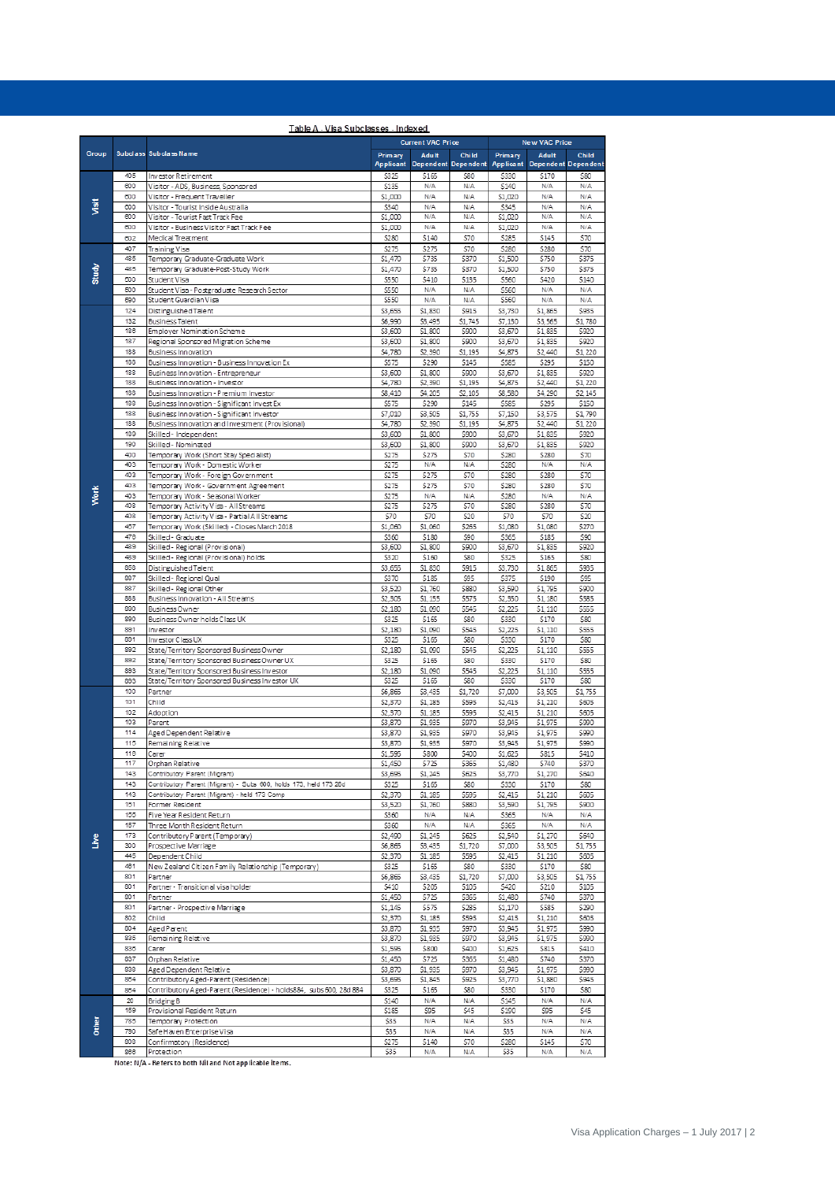**Table A - Visa Subclasses - Indexed**

| Group | Subclass | Subclass Name | Current VAC Price | | | New VAC Price | | |
|---|---|---|---|---|---|---|---|---|
| | | | Primary Applicant | Adult Dependent | Child Dependent | Primary Applicant | Adult Dependent | Child Dependent |
| Visit | 405 | Investor Retirement | $325 | $165 | $80 | $330 | $170 | $80 |
| | 600 | Visitor - ADS, Business Sponsored | $135 | N/A | N/A | $140 | N/A | N/A |
| | 600 | Visitor - Frequent Traveller | $1,000 | N/A | N/A | $1,020 | N/A | N/A |
| | 600 | Visitor - Tourist Inside Australia | $340 | N/A | N/A | $345 | N/A | N/A |
| | 600 | Visitor - Tourist Fast Track Fee | $1,000 | N/A | N/A | $1,020 | N/A | N/A |
| | 600 | Visitor - Business Visitor Fast Track Fee | $1,000 | N/A | N/A | $1,020 | N/A | N/A |
| | 602 | Medical Treatment | $280 | $140 | $70 | $285 | $145 | $70 |
| Study | 407 | Training Visa | $275 | $275 | $70 | $280 | $280 | $70 |
| | 485 | Temporary Graduate-Graduate Work | $1,470 | $735 | $370 | $1,500 | $750 | $375 |
| | 485 | Temporary Graduate-Post-Study Work | $1,470 | $735 | $370 | $1,500 | $750 | $375 |
| | 500 | Student Visa | $550 | $410 | $135 | $560 | $420 | $140 |
| | 500 | Student Visa - Postgraduate Research Sector | $550 | N/A | N/A | $560 | N/A | N/A |
| | 590 | Student Guardian Visa | $550 | N/A | N/A | $560 | N/A | N/A |
| Work | 124 | Distinguished Talent | $3,655 | $1,830 | $915 | $3,730 | $1,865 | $935 |
| | 132 | Business Talent | $6,990 | $3,495 | $1,745 | $7,130 | $3,565 | $1,780 |
| | 186 | Employer Nomination Scheme | $3,600 | $1,800 | $900 | $3,670 | $1,835 | $920 |
| | 187 | Regional Sponsored Migration Scheme | $3,600 | $1,800 | $900 | $3,670 | $1,835 | $920 |
| | 188 | Business Innovation | $4,780 | $2,390 | $1,195 | $4,875 | $2,440 | $1,220 |
| | 188 | Business Innovation - Business Innovation Ex | $575 | $290 | $145 | $585 | $295 | $150 |
| | 188 | Business Innovation - Entrepreneur | $3,600 | $1,800 | $900 | $3,670 | $1,835 | $920 |
| | 188 | Business Innovation - Investor | $4,780 | $2,390 | $1,195 | $4,875 | $2,440 | $1,220 |
| | 188 | Business Innovation - Premium Investor | $8,410 | $4,205 | $2,105 | $8,580 | $4,290 | $2,145 |
| | 188 | Business Innovation - Significant Invest Ex | $575 | $290 | $145 | $585 | $295 | $150 |
| | 188 | Business Innovation - Significant Investor | $7,010 | $3,505 | $1,755 | $7,150 | $3,575 | $1,790 |
| | 188 | Business Innovation and Investment (Provisional) | $4,780 | $2,390 | $1,195 | $4,875 | $2,440 | $1,220 |
| | 189 | Skilled - Independent | $3,600 | $1,800 | $900 | $3,670 | $1,835 | $920 |
| | 190 | Skilled - Nominated | $3,600 | $1,800 | $900 | $3,670 | $1,835 | $920 |
| | 400 | Temporary Work (Short Stay Specialist) | $275 | $275 | $70 | $280 | $280 | $70 |
| | 403 | Temporary Work - Domestic Worker | $275 | N/A | N/A | $280 | N/A | N/A |
| | 403 | Temporary Work - Foreign Government | $275 | $275 | $70 | $280 | $280 | $70 |
| | 403 | Temporary Work - Government Agreement | $275 | $275 | $70 | $280 | $280 | $70 |
| | 403 | Temporary Work - Seasonal Worker | $275 | N/A | N/A | $280 | N/A | N/A |
| | 408 | Temporary Activity Visa - All Streams | $275 | $275 | $70 | $280 | $280 | $70 |
| | 408 | Temporary Activity Visa - Partial All Streams | $70 | $70 | $20 | $70 | $70 | $20 |
| | 457 | Temporary Work (Skilled) - Closes March 2018 | $1,060 | $1,060 | $265 | $1,080 | $1,080 | $270 |
| | 476 | Skilled - Graduate | $360 | $180 | $90 | $365 | $185 | $90 |
| | 489 | Skilled - Regional (Provisional) | $3,600 | $1,800 | $900 | $3,670 | $1,835 | $920 |
| | 489 | Skilled - Regional (Provisional) holds | $320 | $160 | $80 | $325 | $165 | $80 |
| | 858 | Distinguished Talent | $3,655 | $1,830 | $915 | $3,730 | $1,865 | $935 |
| | 887 | Skilled - Regional Qual | $370 | $185 | $95 | $375 | $190 | $95 |
| | 887 | Skilled - Regional Other | $3,520 | $1,760 | $880 | $3,590 | $1,795 | $900 |
| | 888 | Business Innovation - All Streams | $2,305 | $1,155 | $575 | $2,350 | $1,180 | $585 |
| | 890 | Business Owner | $2,180 | $1,090 | $545 | $2,225 | $1,110 | $555 |
| | 890 | Business Owner holds Class UK | $325 | $165 | $80 | $330 | $170 | $80 |
| | 891 | Investor | $2,180 | $1,090 | $545 | $2,225 | $1,110 | $555 |
| | 891 | Investor Class UX | $325 | $165 | $80 | $330 | $170 | $80 |
| | 892 | State/Territory Sponsored Business Owner | $2,180 | $1,090 | $545 | $2,225 | $1,110 | $555 |
| | 892 | State/Territory Sponsored Business Owner UX | $325 | $165 | $80 | $330 | $170 | $80 |
| | 893 | State/Territory Sponsored Business Investor | $2,180 | $1,090 | $545 | $2,225 | $1,110 | $555 |
| | 893 | State/Territory Sponsored Business Investor UX | $325 | $165 | $80 | $330 | $170 | $80 |
| Live | 100 | Partner | $6,865 | $3,435 | $1,720 | $7,000 | $3,505 | $1,755 |
| | 101 | Child | $2,370 | $1,185 | $595 | $2,415 | $1,210 | $605 |
| | 102 | Adoption | $2,370 | $1,185 | $595 | $2,415 | $1,210 | $605 |
| | 103 | Parent | $3,870 | $1,935 | $970 | $3,945 | $1,975 | $990 |
| | 114 | Aged Dependent Relative | $3,870 | $1,935 | $970 | $3,945 | $1,975 | $990 |
| | 115 | Remaining Relative | $3,870 | $1,935 | $970 | $3,945 | $1,975 | $990 |
| | 116 | Carer | $1,595 | $800 | $400 | $1,625 | $815 | $410 |
| | 117 | Orphan Relative | $1,450 | $725 | $365 | $1,480 | $740 | $370 |
| | 143 | Contributory Parent (Migrant) | $3,695 | $1,245 | $625 | $3,770 | $1,270 | $640 |
| | 143 | Contributory Parent (Migrant) - Subs 600, holds 173, held 173 28d | $325 | $165 | $80 | $330 | $170 | $80 |
| | 143 | Contributory Parent (Migrant) - held 173 Comp | $2,370 | $1,185 | $595 | $2,415 | $1,210 | $605 |
| | 151 | Former Resident | $3,520 | $1,760 | $880 | $3,590 | $1,795 | $900 |
| | 155 | Five Year Resident Return | $360 | N/A | N/A | $365 | N/A | N/A |
| | 157 | Three Month Resident Return | $360 | N/A | N/A | $365 | N/A | N/A |
| | 173 | Contributory Parent (Temporary) | $2,490 | $1,245 | $625 | $2,540 | $1,270 | $640 |
| | 300 | Prospective Marriage | $6,865 | $3,435 | $1,720 | $7,000 | $3,505 | $1,755 |
| | 445 | Dependent Child | $2,370 | $1,185 | $595 | $2,415 | $1,210 | $605 |
| | 461 | New Zealand Citizen Family Relationship (Temporary) | $325 | $165 | $80 | $330 | $170 | $80 |
| | 801 | Partner | $6,865 | $3,435 | $1,720 | $7,000 | $3,505 | $1,755 |
| | 801 | Partner - Transitional visa holder | $410 | $205 | $105 | $420 | $210 | $105 |
| | 801 | Partner | $1,450 | $725 | $365 | $1,480 | $740 | $370 |
| | 801 | Partner - Prospective Marriage | $1,145 | $575 | $285 | $1,170 | $585 | $290 |
| | 802 | Child | $2,370 | $1,185 | $595 | $2,415 | $1,210 | $605 |
| | 804 | Aged Parent | $3,870 | $1,935 | $970 | $3,945 | $1,975 | $990 |
| | 835 | Remaining Relative | $3,870 | $1,935 | $970 | $3,945 | $1,975 | $990 |
| | 836 | Carer | $1,595 | $800 | $400 | $1,625 | $815 | $410 |
| | 837 | Orphan Relative | $1,450 | $725 | $365 | $1,480 | $740 | $370 |
| | 838 | Aged Dependent Relative | $3,870 | $1,935 | $970 | $3,945 | $1,975 | $990 |
| | 864 | Contributory Aged-Parent (Residence) | $3,695 | $1,845 | $925 | $3,770 | $1,880 | $945 |
| | 864 | Contributory Aged-Parent (Residence) - holds884, subs 600, 28d 884 | $325 | $165 | $80 | $330 | $170 | $80 |
| Other | 20 | Bridging B | $140 | N/A | N/A | $145 | N/A | N/A |
| | 159 | Provisional Resident Return | $185 | $95 | $45 | $190 | $95 | $45 |
| | 785 | Temporary Protection | $35 | N/A | N/A | $35 | N/A | N/A |
| | 790 | Safe Haven Enterprise Visa | $35 | N/A | N/A | $35 | N/A | N/A |
| | 808 | Confirmatory (Residence) | $275 | $140 | $70 | $280 | $145 | $70 |
| | 866 | Protection | $35 | N/A | N/A | $35 | N/A | N/A |

Note: N/A - Refers to both Nil and Not applicable items.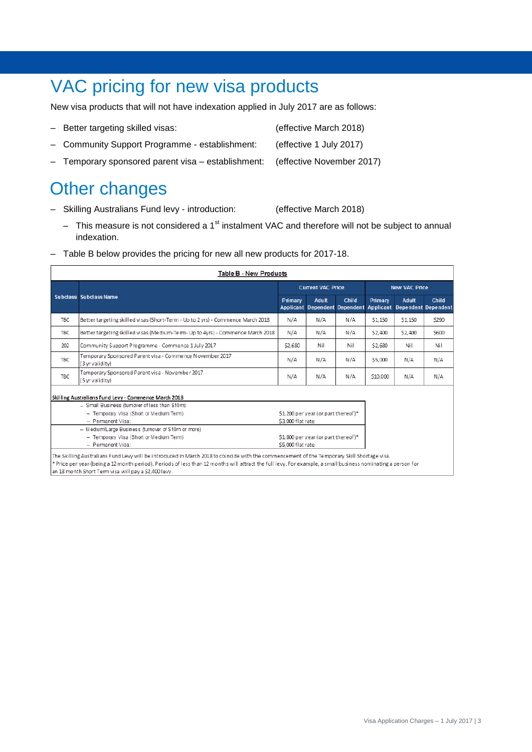# VAC pricing for new visa products

New visa products that will not have indexation applied in July 2017 are as follows:

- Better targeting skilled visas: (effective March 2018)
- Community Support Programme - establishment: (effective 1 July 2017)
- Temporary sponsored parent visa – establishment: (effective November 2017)

# Other changes

- Skilling Australians Fund levy - introduction: (effective March 2018)
  - This measure is not considered a 1st instalment VAC and therefore will not be subject to annual indexation.
- Table B below provides the pricing for new all new products for 2017-18.

**Table B - New Products**

| Subclass | Subclass Name | Current VAC Price | | | New VAC Price | | |
|---|---|---|---|---|---|---|---|
| | | Primary Applicant | Adult Dependent | Child Dependent | Primary Applicant | Adult Dependent | Child Dependent |
| TBC | Better targeting skilled visas (Short-Term - Up to 2 yrs) - Commence March 2018 | N/A | N/A | N/A | $1,150 | $1,150 | $290 |
| TBC | Better targeting skilled visas (Medium-Term- Up to 4yrs) - Commence March 2018 | N/A | N/A | N/A | $2,400 | $2,400 | $600 |
| 202 | Community Support Programme - Commence 1 July 2017 | $2,680 | Nil | Nil | $2,680 | Nil | Nil |
| TBC | Temporary Sponsored Parent visa - Commence November 2017 (3 yr validity) | N/A | N/A | N/A | $5,000 | N/A | N/A |
| TBC | Temporary Sponsored Parent visa - November 2017 (5 yr validity) | N/A | N/A | N/A | $10,000 | N/A | N/A |

**Skilling Australians Fund Levy - Commence March 2018**

| | |
|---|---|
| – Small Business (turnover of less than $10m): | |
| – Temporary Visa (Short or Medium Term) | $1,200 per year (or part thereof)* |
| – Permanent Visa: | $3,000 flat rate |
| – Medium/Large Business (turnover of $10m or more) | |
| – Temporary Visa (Short or Medium Term) | $1,800 per year (or part thereof)* |
| – Permanent Visa: | $5,000 flat rate |

The Skilling Australians Fund Levy will be introduced in March 2018 to coincide with the commencement of the Temporary Skill Shortage visa.

\* Price per year (being a 12 month period). Periods of less than 12 months will attract the full levy. For example, a small business nominating a person for an 18 month Short Term visa will pay a $2,400 levy.